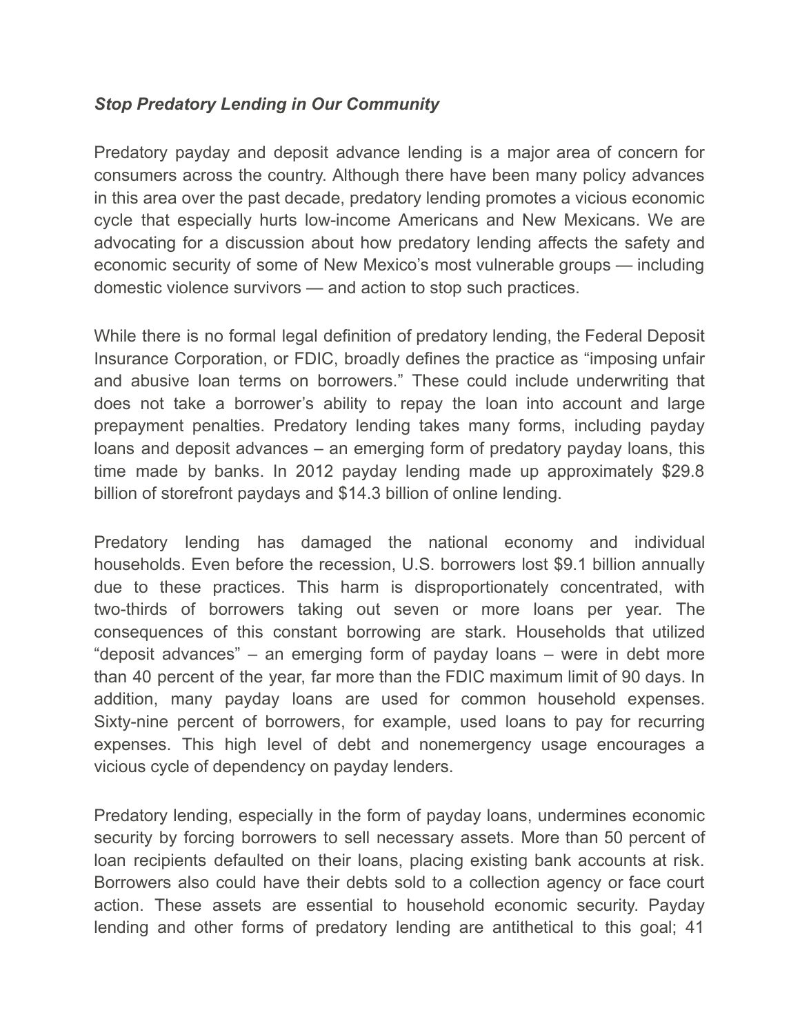***Stop Predatory Lending in Our Community***

Predatory payday and deposit advance lending is a major area of concern for consumers across the country. Although there have been many policy advances in this area over the past decade, predatory lending promotes a vicious economic cycle that especially hurts low-income Americans and New Mexicans. We are advocating for a discussion about how predatory lending affects the safety and economic security of some of New Mexico's most vulnerable groups — including domestic violence survivors — and action to stop such practices.

While there is no formal legal definition of predatory lending, the Federal Deposit Insurance Corporation, or FDIC, broadly defines the practice as "imposing unfair and abusive loan terms on borrowers." These could include underwriting that does not take a borrower's ability to repay the loan into account and large prepayment penalties. Predatory lending takes many forms, including payday loans and deposit advances – an emerging form of predatory payday loans, this time made by banks. In 2012 payday lending made up approximately $29.8 billion of storefront paydays and $14.3 billion of online lending.

Predatory lending has damaged the national economy and individual households. Even before the recession, U.S. borrowers lost $9.1 billion annually due to these practices. This harm is disproportionately concentrated, with two-thirds of borrowers taking out seven or more loans per year. The consequences of this constant borrowing are stark. Households that utilized "deposit advances" – an emerging form of payday loans – were in debt more than 40 percent of the year, far more than the FDIC maximum limit of 90 days. In addition, many payday loans are used for common household expenses. Sixty-nine percent of borrowers, for example, used loans to pay for recurring expenses. This high level of debt and nonemergency usage encourages a vicious cycle of dependency on payday lenders.

Predatory lending, especially in the form of payday loans, undermines economic security by forcing borrowers to sell necessary assets. More than 50 percent of loan recipients defaulted on their loans, placing existing bank accounts at risk. Borrowers also could have their debts sold to a collection agency or face court action. These assets are essential to household economic security. Payday lending and other forms of predatory lending are antithetical to this goal; 41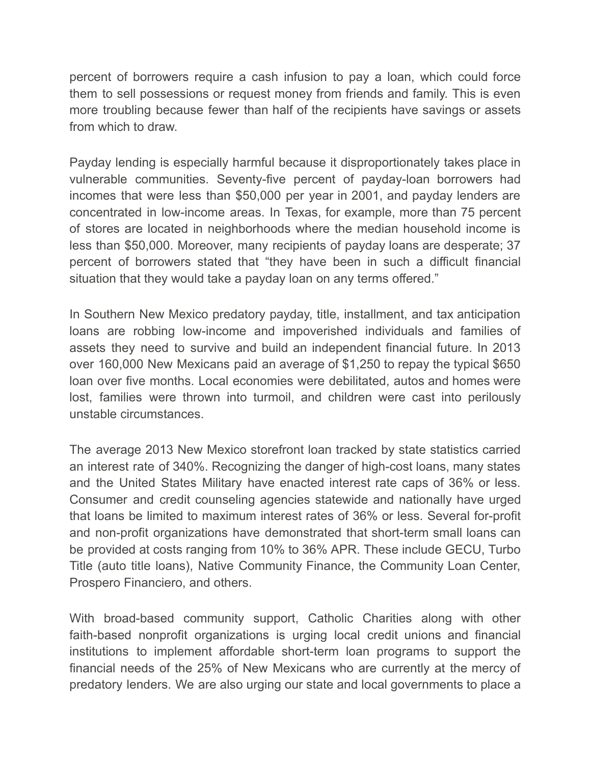percent of borrowers require a cash infusion to pay a loan, which could force them to sell possessions or request money from friends and family. This is even more troubling because fewer than half of the recipients have savings or assets from which to draw.

Payday lending is especially harmful because it disproportionately takes place in vulnerable communities. Seventy-five percent of payday-loan borrowers had incomes that were less than $50,000 per year in 2001, and payday lenders are concentrated in low-income areas. In Texas, for example, more than 75 percent of stores are located in neighborhoods where the median household income is less than $50,000. Moreover, many recipients of payday loans are desperate; 37 percent of borrowers stated that "they have been in such a difficult financial situation that they would take a payday loan on any terms offered."

In Southern New Mexico predatory payday, title, installment, and tax anticipation loans are robbing low-income and impoverished individuals and families of assets they need to survive and build an independent financial future. In 2013 over 160,000 New Mexicans paid an average of $1,250 to repay the typical $650 loan over five months. Local economies were debilitated, autos and homes were lost, families were thrown into turmoil, and children were cast into perilously unstable circumstances.

The average 2013 New Mexico storefront loan tracked by state statistics carried an interest rate of 340%. Recognizing the danger of high-cost loans, many states and the United States Military have enacted interest rate caps of 36% or less. Consumer and credit counseling agencies statewide and nationally have urged that loans be limited to maximum interest rates of 36% or less. Several for-profit and non-profit organizations have demonstrated that short-term small loans can be provided at costs ranging from 10% to 36% APR. These include GECU, Turbo Title (auto title loans), Native Community Finance, the Community Loan Center, Prospero Financiero, and others.

With broad-based community support, Catholic Charities along with other faith-based nonprofit organizations is urging local credit unions and financial institutions to implement affordable short-term loan programs to support the financial needs of the 25% of New Mexicans who are currently at the mercy of predatory lenders. We are also urging our state and local governments to place a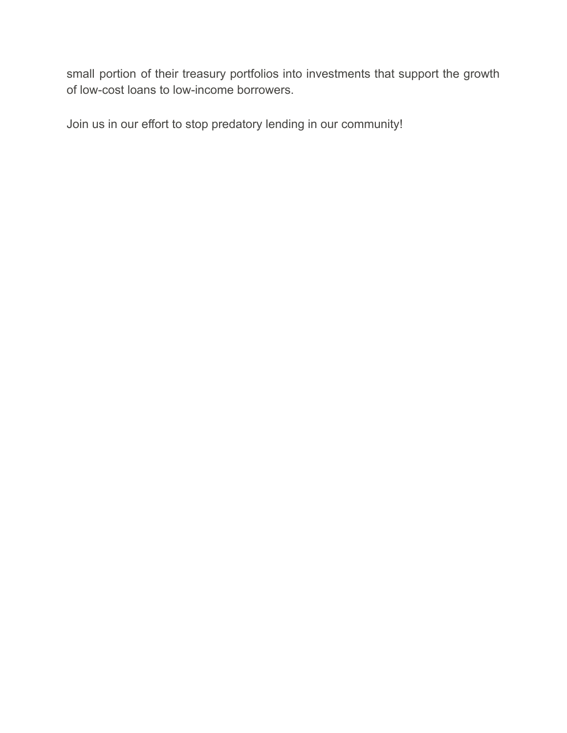small portion of their treasury portfolios into investments that support the growth of low-cost loans to low-income borrowers.

Join us in our effort to stop predatory lending in our community!